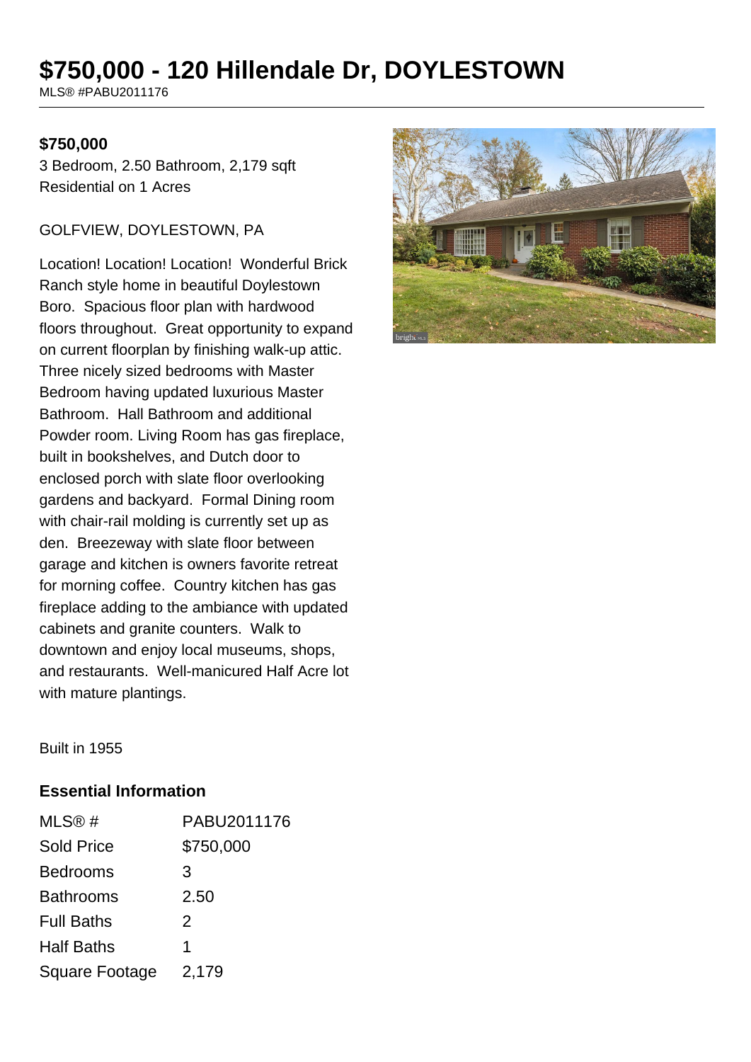# $750,000 - 120 Hillendale Dr, DOYLESTOWN

MLS® #PABU2011176

**$750,000**

3 Bedroom, 2.50 Bathroom, 2,179 sqft
Residential on 1 Acres

GOLFVIEW, DOYLESTOWN, PA

Location! Location! Location! Wonderful Brick Ranch style home in beautiful Doylestown Boro. Spacious floor plan with hardwood floors throughout. Great opportunity to expand on current floorplan by finishing walk-up attic. Three nicely sized bedrooms with Master Bedroom having updated luxurious Master Bathroom. Hall Bathroom and additional Powder room. Living Room has gas fireplace, built in bookshelves, and Dutch door to enclosed porch with slate floor overlooking gardens and backyard. Formal Dining room with chair-rail molding is currently set up as den. Breezeway with slate floor between garage and kitchen is owners favorite retreat for morning coffee. Country kitchen has gas fireplace adding to the ambiance with updated cabinets and granite counters. Walk to downtown and enjoy local museums, shops, and restaurants. Well-manicured Half Acre lot with mature plantings.

Built in 1955

## Essential Information

| | |
|---|---|
| MLS® # | PABU2011176 |
| Sold Price | $750,000 |
| Bedrooms | 3 |
| Bathrooms | 2.50 |
| Full Baths | 2 |
| Half Baths | 1 |
| Square Footage | 2,179 |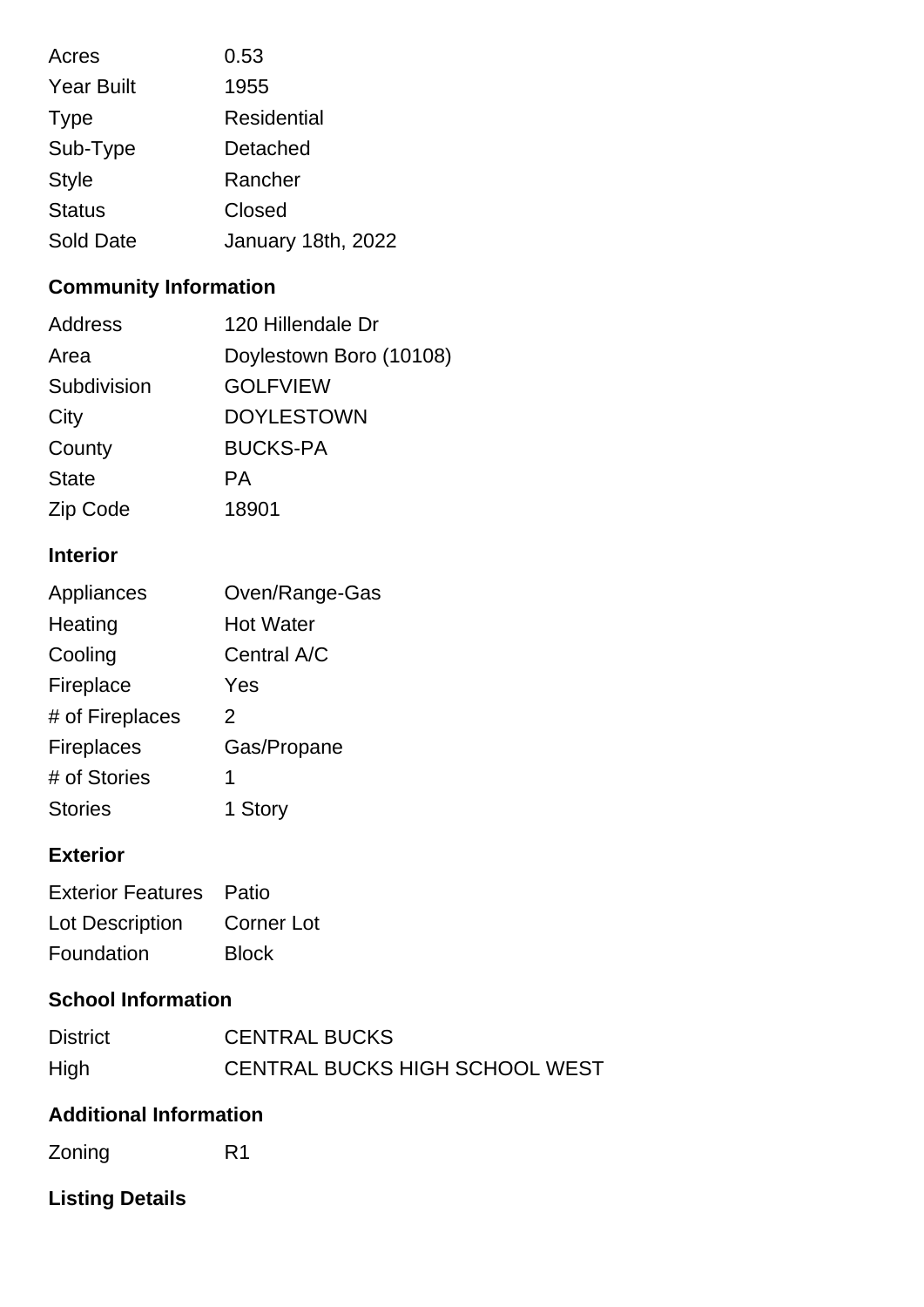| | |
|---|---|
| Acres | 0.53 |
| Year Built | 1955 |
| Type | Residential |
| Sub-Type | Detached |
| Style | Rancher |
| Status | Closed |
| Sold Date | January 18th, 2022 |

## Community Information

| | |
|---|---|
| Address | 120 Hillendale Dr |
| Area | Doylestown Boro (10108) |
| Subdivision | GOLFVIEW |
| City | DOYLESTOWN |
| County | BUCKS-PA |
| State | PA |
| Zip Code | 18901 |

## Interior

| | |
|---|---|
| Appliances | Oven/Range-Gas |
| Heating | Hot Water |
| Cooling | Central A/C |
| Fireplace | Yes |
| # of Fireplaces | 2 |
| Fireplaces | Gas/Propane |
| # of Stories | 1 |
| Stories | 1 Story |

## Exterior

| | |
|---|---|
| Exterior Features | Patio |
| Lot Description | Corner Lot |
| Foundation | Block |

## School Information

| | |
|---|---|
| District | CENTRAL BUCKS |
| High | CENTRAL BUCKS HIGH SCHOOL WEST |

## Additional Information

| | |
|---|---|
| Zoning | R1 |

## Listing Details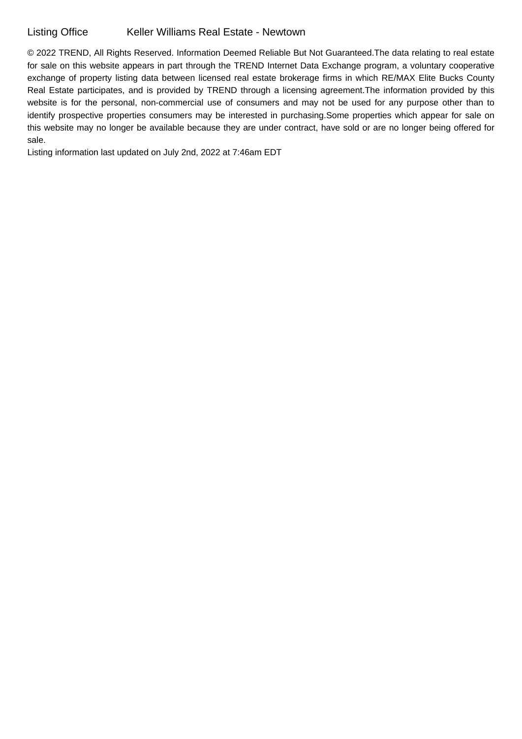| | |
|---|---|
| Listing Office | Keller Williams Real Estate - Newtown |

© 2022 TREND, All Rights Reserved. Information Deemed Reliable But Not Guaranteed.The data relating to real estate for sale on this website appears in part through the TREND Internet Data Exchange program, a voluntary cooperative exchange of property listing data between licensed real estate brokerage firms in which RE/MAX Elite Bucks County Real Estate participates, and is provided by TREND through a licensing agreement.The information provided by this website is for the personal, non-commercial use of consumers and may not be used for any purpose other than to identify prospective properties consumers may be interested in purchasing.Some properties which appear for sale on this website may no longer be available because they are under contract, have sold or are no longer being offered for sale.

Listing information last updated on July 2nd, 2022 at 7:46am EDT